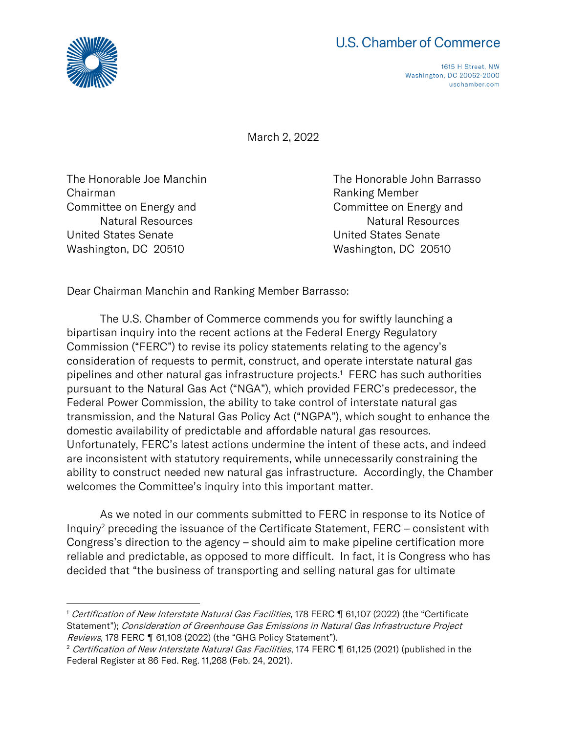U.S. Chamber of Commerce

1615 H Street, NW
Washington, DC 20062-2000
uschamber.com

March 2, 2022

The Honorable Joe Manchin
Chairman
Committee on Energy and
Natural Resources
United States Senate
Washington, DC 20510

The Honorable John Barrasso
Ranking Member
Committee on Energy and
Natural Resources
United States Senate
Washington, DC 20510

Dear Chairman Manchin and Ranking Member Barrasso:

The U.S. Chamber of Commerce commends you for swiftly launching a bipartisan inquiry into the recent actions at the Federal Energy Regulatory Commission ("FERC") to revise its policy statements relating to the agency's consideration of requests to permit, construct, and operate interstate natural gas pipelines and other natural gas infrastructure projects.[1] FERC has such authorities pursuant to the Natural Gas Act ("NGA"), which provided FERC's predecessor, the Federal Power Commission, the ability to take control of interstate natural gas transmission, and the Natural Gas Policy Act ("NGPA"), which sought to enhance the domestic availability of predictable and affordable natural gas resources. Unfortunately, FERC's latest actions undermine the intent of these acts, and indeed are inconsistent with statutory requirements, while unnecessarily constraining the ability to construct needed new natural gas infrastructure. Accordingly, the Chamber welcomes the Committee's inquiry into this important matter.

As we noted in our comments submitted to FERC in response to its Notice of Inquiry[2] preceding the issuance of the Certificate Statement, FERC – consistent with Congress's direction to the agency – should aim to make pipeline certification more reliable and predictable, as opposed to more difficult. In fact, it is Congress who has decided that "the business of transporting and selling natural gas for ultimate

---

[1] *Certification of New Interstate Natural Gas Facilities*, 178 FERC ¶ 61,107 (2022) (the "Certificate Statement"); *Consideration of Greenhouse Gas Emissions in Natural Gas Infrastructure Project Reviews*, 178 FERC ¶ 61,108 (2022) (the "GHG Policy Statement").

[2] *Certification of New Interstate Natural Gas Facilities*, 174 FERC ¶ 61,125 (2021) (published in the Federal Register at 86 Fed. Reg. 11,268 (Feb. 24, 2021).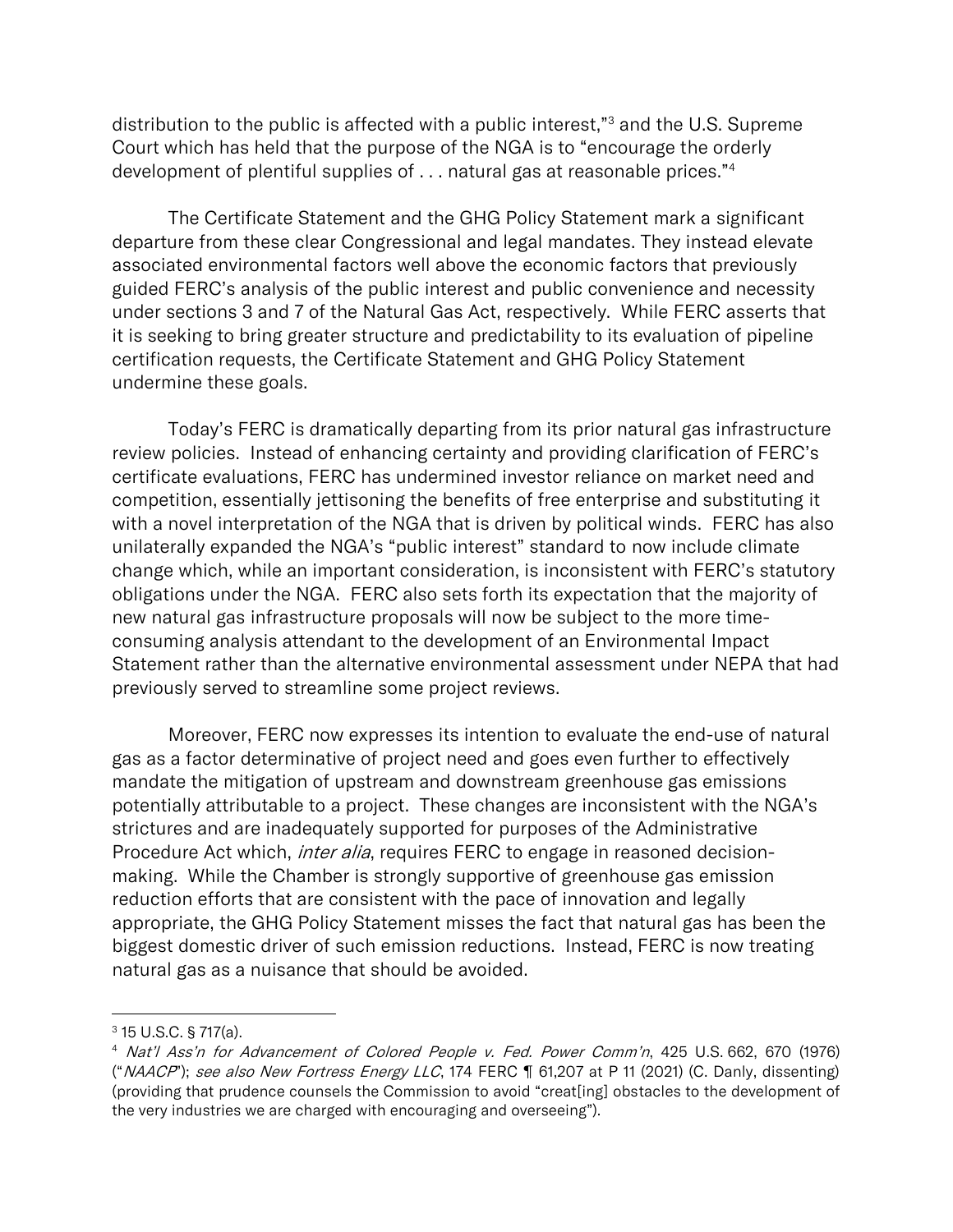distribution to the public is affected with a public interest,"[3] and the U.S. Supreme Court which has held that the purpose of the NGA is to "encourage the orderly development of plentiful supplies of . . . natural gas at reasonable prices."[4]

The Certificate Statement and the GHG Policy Statement mark a significant departure from these clear Congressional and legal mandates. They instead elevate associated environmental factors well above the economic factors that previously guided FERC's analysis of the public interest and public convenience and necessity under sections 3 and 7 of the Natural Gas Act, respectively. While FERC asserts that it is seeking to bring greater structure and predictability to its evaluation of pipeline certification requests, the Certificate Statement and GHG Policy Statement undermine these goals.

Today's FERC is dramatically departing from its prior natural gas infrastructure review policies. Instead of enhancing certainty and providing clarification of FERC's certificate evaluations, FERC has undermined investor reliance on market need and competition, essentially jettisoning the benefits of free enterprise and substituting it with a novel interpretation of the NGA that is driven by political winds. FERC has also unilaterally expanded the NGA's "public interest" standard to now include climate change which, while an important consideration, is inconsistent with FERC's statutory obligations under the NGA. FERC also sets forth its expectation that the majority of new natural gas infrastructure proposals will now be subject to the more time-consuming analysis attendant to the development of an Environmental Impact Statement rather than the alternative environmental assessment under NEPA that had previously served to streamline some project reviews.

Moreover, FERC now expresses its intention to evaluate the end-use of natural gas as a factor determinative of project need and goes even further to effectively mandate the mitigation of upstream and downstream greenhouse gas emissions potentially attributable to a project. These changes are inconsistent with the NGA's strictures and are inadequately supported for purposes of the Administrative Procedure Act which, *inter alia*, requires FERC to engage in reasoned decision-making. While the Chamber is strongly supportive of greenhouse gas emission reduction efforts that are consistent with the pace of innovation and legally appropriate, the GHG Policy Statement misses the fact that natural gas has been the biggest domestic driver of such emission reductions. Instead, FERC is now treating natural gas as a nuisance that should be avoided.

---

[3] 15 U.S.C. § 717(a).

[4] *Nat'l Ass'n for Advancement of Colored People v. Fed. Power Comm'n*, 425 U.S. 662, 670 (1976) ("*NAACP*"); *see also New Fortress Energy LLC*, 174 FERC ¶ 61,207 at P 11 (2021) (C. Danly, dissenting) (providing that prudence counsels the Commission to avoid "creat[ing] obstacles to the development of the very industries we are charged with encouraging and overseeing").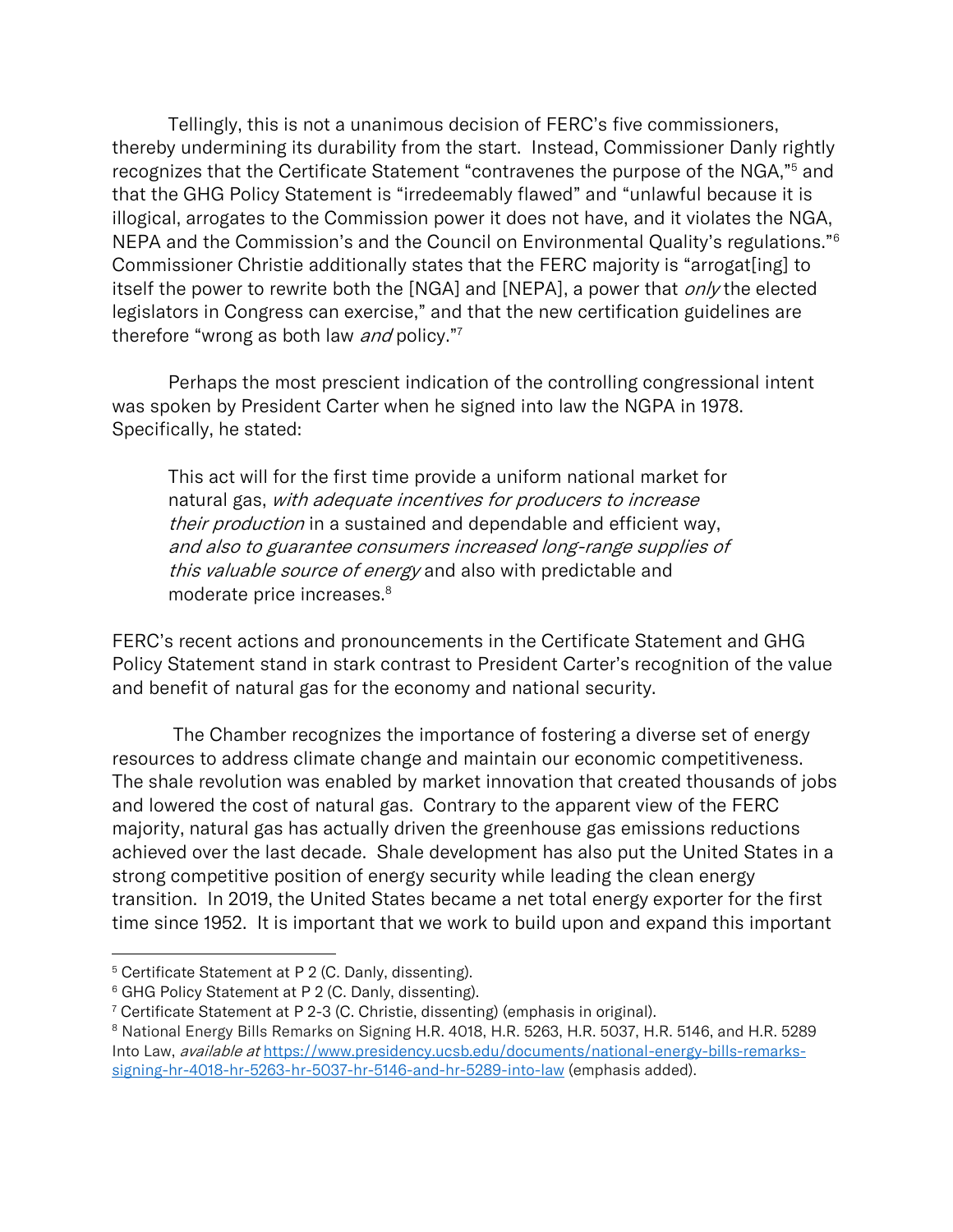Tellingly, this is not a unanimous decision of FERC's five commissioners, thereby undermining its durability from the start. Instead, Commissioner Danly rightly recognizes that the Certificate Statement "contravenes the purpose of the NGA,"[5] and that the GHG Policy Statement is "irredeemably flawed" and "unlawful because it is illogical, arrogates to the Commission power it does not have, and it violates the NGA, NEPA and the Commission's and the Council on Environmental Quality's regulations."[6] Commissioner Christie additionally states that the FERC majority is "arrogat[ing] to itself the power to rewrite both the [NGA] and [NEPA], a power that *only* the elected legislators in Congress can exercise," and that the new certification guidelines are therefore "wrong as both law *and* policy."[7]

Perhaps the most prescient indication of the controlling congressional intent was spoken by President Carter when he signed into law the NGPA in 1978. Specifically, he stated:

> This act will for the first time provide a uniform national market for natural gas, *with adequate incentives for producers to increase their production* in a sustained and dependable and efficient way, *and also to guarantee consumers increased long-range supplies of this valuable source of energy* and also with predictable and moderate price increases.[8]

FERC's recent actions and pronouncements in the Certificate Statement and GHG Policy Statement stand in stark contrast to President Carter's recognition of the value and benefit of natural gas for the economy and national security.

The Chamber recognizes the importance of fostering a diverse set of energy resources to address climate change and maintain our economic competitiveness. The shale revolution was enabled by market innovation that created thousands of jobs and lowered the cost of natural gas. Contrary to the apparent view of the FERC majority, natural gas has actually driven the greenhouse gas emissions reductions achieved over the last decade. Shale development has also put the United States in a strong competitive position of energy security while leading the clean energy transition. In 2019, the United States became a net total energy exporter for the first time since 1952. It is important that we work to build upon and expand this important

---

[5] Certificate Statement at P 2 (C. Danly, dissenting).

[6] GHG Policy Statement at P 2 (C. Danly, dissenting).

[7] Certificate Statement at P 2-3 (C. Christie, dissenting) (emphasis in original).

[8] National Energy Bills Remarks on Signing H.R. 4018, H.R. 5263, H.R. 5037, H.R. 5146, and H.R. 5289 Into Law, *available at* [https://www.presidency.ucsb.edu/documents/national-energy-bills-remarks-signing-hr-4018-hr-5263-hr-5037-hr-5146-and-hr-5289-into-law](https://www.presidency.ucsb.edu/documents/national-energy-bills-remarks-signing-hr-4018-hr-5263-hr-5037-hr-5146-and-hr-5289-into-law) (emphasis added).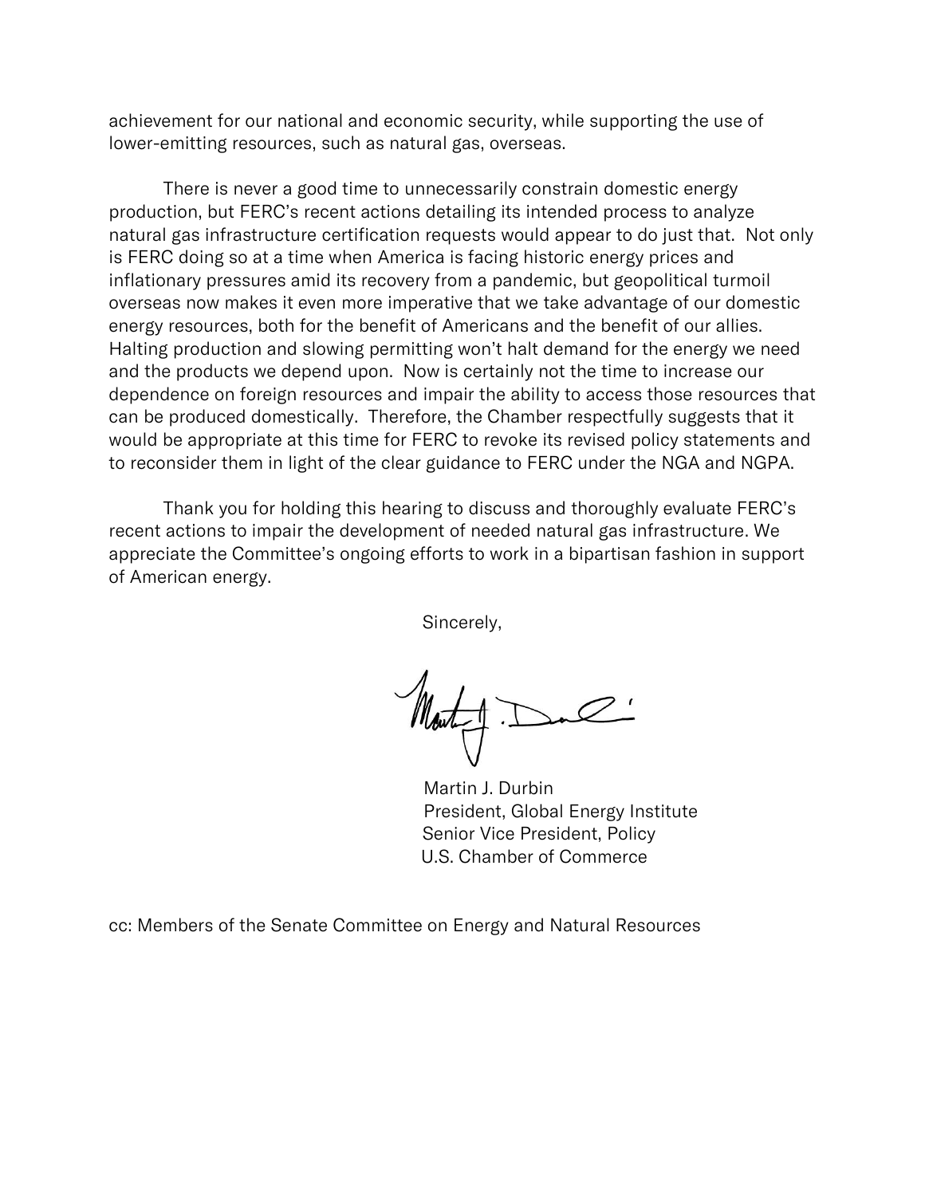achievement for our national and economic security, while supporting the use of lower-emitting resources, such as natural gas, overseas.

There is never a good time to unnecessarily constrain domestic energy production, but FERC's recent actions detailing its intended process to analyze natural gas infrastructure certification requests would appear to do just that. Not only is FERC doing so at a time when America is facing historic energy prices and inflationary pressures amid its recovery from a pandemic, but geopolitical turmoil overseas now makes it even more imperative that we take advantage of our domestic energy resources, both for the benefit of Americans and the benefit of our allies. Halting production and slowing permitting won't halt demand for the energy we need and the products we depend upon. Now is certainly not the time to increase our dependence on foreign resources and impair the ability to access those resources that can be produced domestically. Therefore, the Chamber respectfully suggests that it would be appropriate at this time for FERC to revoke its revised policy statements and to reconsider them in light of the clear guidance to FERC under the NGA and NGPA.

Thank you for holding this hearing to discuss and thoroughly evaluate FERC's recent actions to impair the development of needed natural gas infrastructure. We appreciate the Committee's ongoing efforts to work in a bipartisan fashion in support of American energy.

Sincerely,

Martin J. Durbin
President, Global Energy Institute
Senior Vice President, Policy
U.S. Chamber of Commerce

cc: Members of the Senate Committee on Energy and Natural Resources